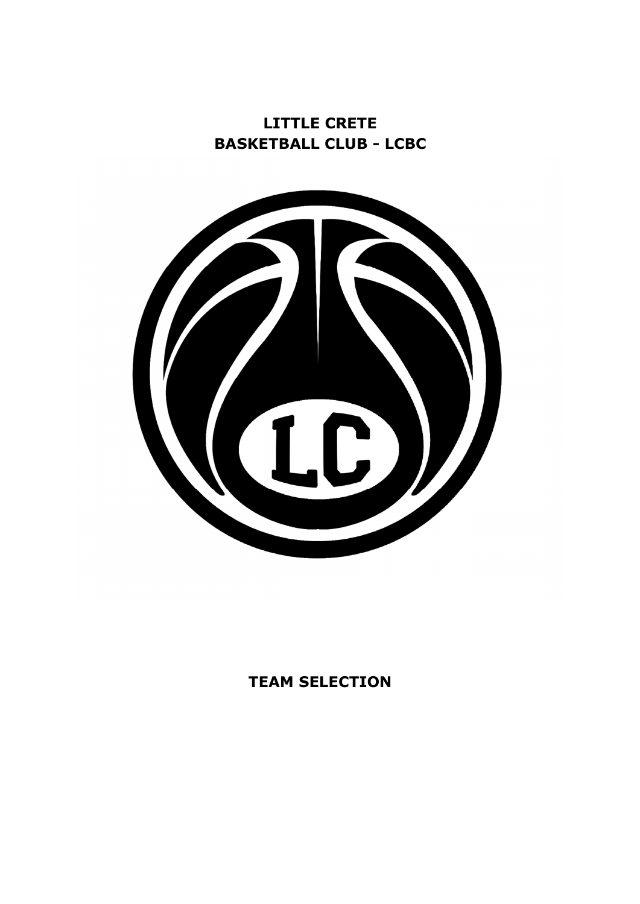**LITTLE CRETE**
**BASKETBALL CLUB - LCBC**

**TEAM SELECTION**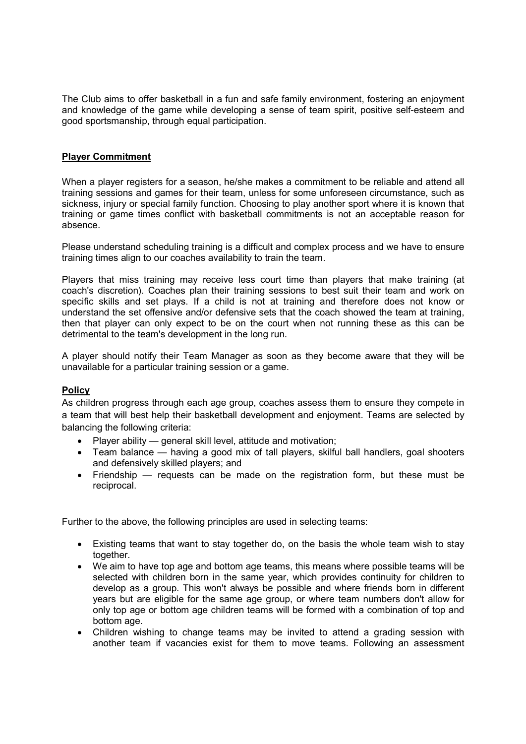The Club aims to offer basketball in a fun and safe family environment, fostering an enjoyment and knowledge of the game while developing a sense of team spirit, positive self-esteem and good sportsmanship, through equal participation.

**Player Commitment**

When a player registers for a season, he/she makes a commitment to be reliable and attend all training sessions and games for their team, unless for some unforeseen circumstance, such as sickness, injury or special family function. Choosing to play another sport where it is known that training or game times conflict with basketball commitments is not an acceptable reason for absence.

Please understand scheduling training is a difficult and complex process and we have to ensure training times align to our coaches availability to train the team.

Players that miss training may receive less court time than players that make training (at coach's discretion). Coaches plan their training sessions to best suit their team and work on specific skills and set plays. If a child is not at training and therefore does not know or understand the set offensive and/or defensive sets that the coach showed the team at training, then that player can only expect to be on the court when not running these as this can be detrimental to the team's development in the long run.

A player should notify their Team Manager as soon as they become aware that they will be unavailable for a particular training session or a game.

**Policy**

As children progress through each age group, coaches assess them to ensure they compete in a team that will best help their basketball development and enjoyment. Teams are selected by balancing the following criteria:

- Player ability — general skill level, attitude and motivation;
- Team balance — having a good mix of tall players, skilful ball handlers, goal shooters and defensively skilled players; and
- Friendship — requests can be made on the registration form, but these must be reciprocal.

Further to the above, the following principles are used in selecting teams:

- Existing teams that want to stay together do, on the basis the whole team wish to stay together.
- We aim to have top age and bottom age teams, this means where possible teams will be selected with children born in the same year, which provides continuity for children to develop as a group. This won't always be possible and where friends born in different years but are eligible for the same age group, or where team numbers don't allow for only top age or bottom age children teams will be formed with a combination of top and bottom age.
- Children wishing to change teams may be invited to attend a grading session with another team if vacancies exist for them to move teams. Following an assessment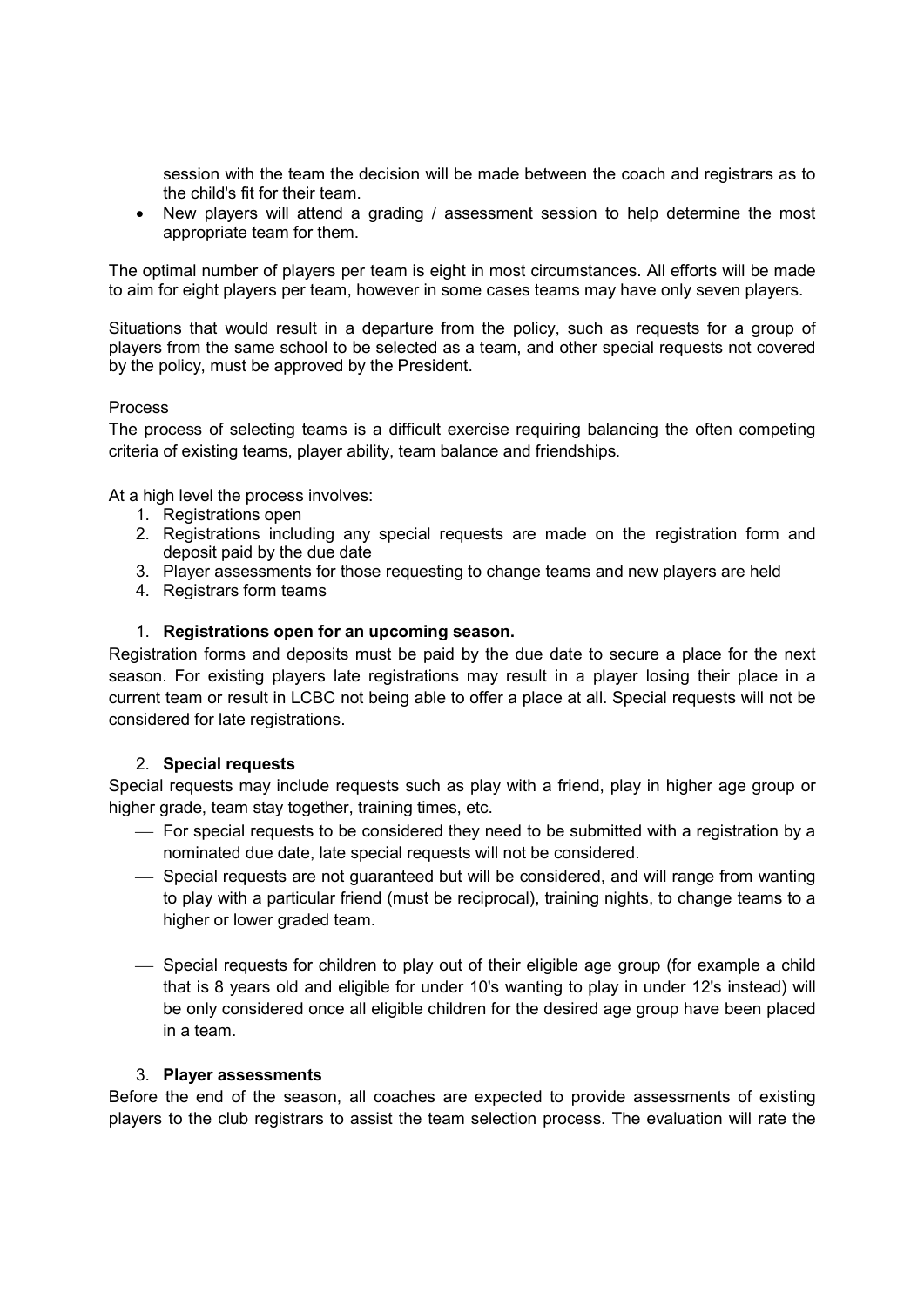session with the team the decision will be made between the coach and registrars as to the child's fit for their team.
- New players will attend a grading / assessment session to help determine the most appropriate team for them.

The optimal number of players per team is eight in most circumstances. All efforts will be made to aim for eight players per team, however in some cases teams may have only seven players.

Situations that would result in a departure from the policy, such as requests for a group of players from the same school to be selected as a team, and other special requests not covered by the policy, must be approved by the President.

Process

The process of selecting teams is a difficult exercise requiring balancing the often competing criteria of existing teams, player ability, team balance and friendships.

At a high level the process involves:

1. Registrations open
2. Registrations including any special requests are made on the registration form and deposit paid by the due date
3. Player assessments for those requesting to change teams and new players are held
4. Registrars form teams

1. **Registrations open for an upcoming season.**

Registration forms and deposits must be paid by the due date to secure a place for the next season. For existing players late registrations may result in a player losing their place in a current team or result in LCBC not being able to offer a place at all. Special requests will not be considered for late registrations.

2. **Special requests**

Special requests may include requests such as play with a friend, play in higher age group or higher grade, team stay together, training times, etc.

- For special requests to be considered they need to be submitted with a registration by a nominated due date, late special requests will not be considered.
- Special requests are not guaranteed but will be considered, and will range from wanting to play with a particular friend (must be reciprocal), training nights, to change teams to a higher or lower graded team.
- Special requests for children to play out of their eligible age group (for example a child that is 8 years old and eligible for under 10's wanting to play in under 12's instead) will be only considered once all eligible children for the desired age group have been placed in a team.

3. **Player assessments**

Before the end of the season, all coaches are expected to provide assessments of existing players to the club registrars to assist the team selection process. The evaluation will rate the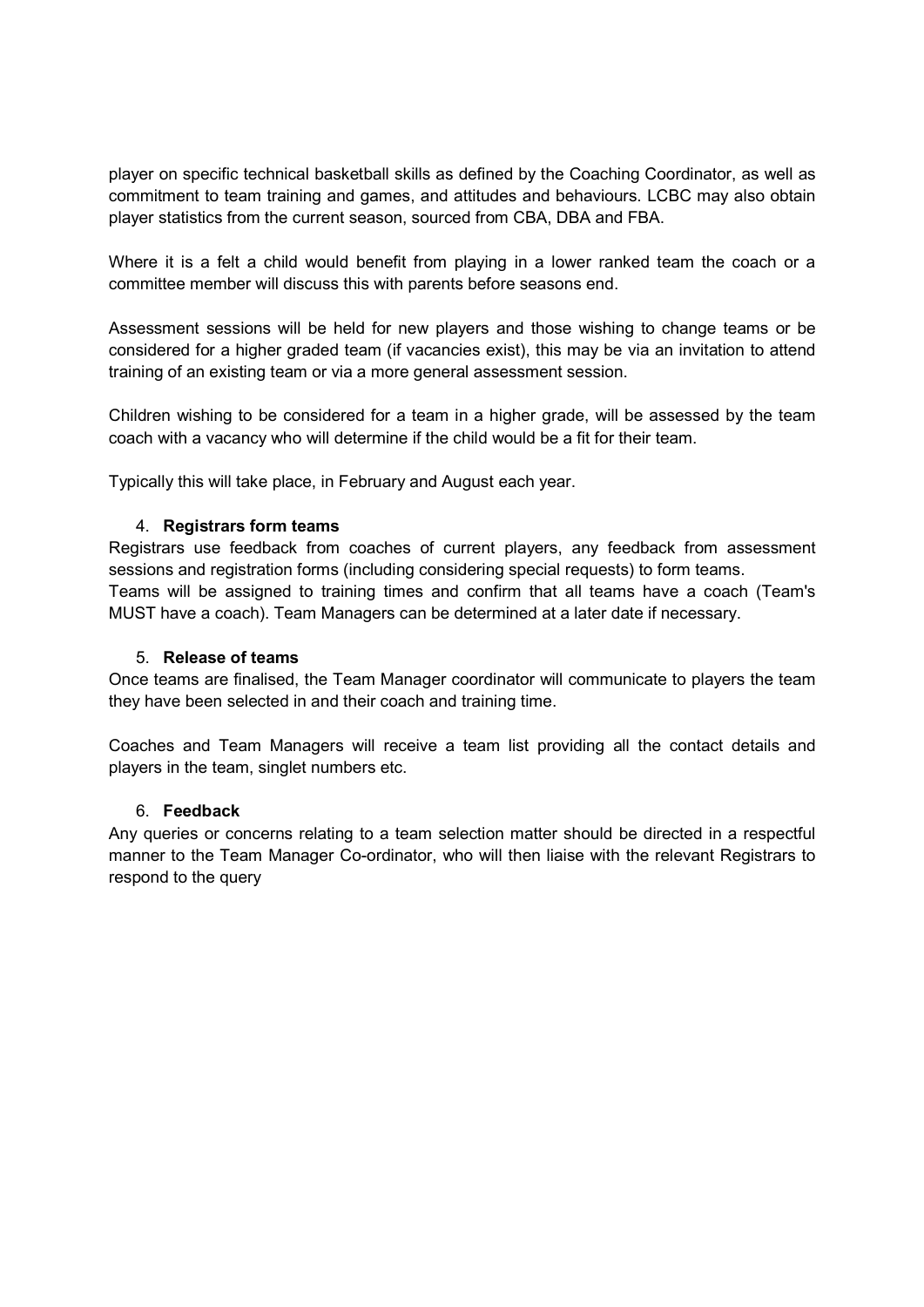player on specific technical basketball skills as defined by the Coaching Coordinator, as well as commitment to team training and games, and attitudes and behaviours. LCBC may also obtain player statistics from the current season, sourced from CBA, DBA and FBA.

Where it is a felt a child would benefit from playing in a lower ranked team the coach or a committee member will discuss this with parents before seasons end.

Assessment sessions will be held for new players and those wishing to change teams or be considered for a higher graded team (if vacancies exist), this may be via an invitation to attend training of an existing team or via a more general assessment session.

Children wishing to be considered for a team in a higher grade, will be assessed by the team coach with a vacancy who will determine if the child would be a fit for their team.

Typically this will take place, in February and August each year.

4. **Registrars form teams**

Registrars use feedback from coaches of current players, any feedback from assessment sessions and registration forms (including considering special requests) to form teams.
Teams will be assigned to training times and confirm that all teams have a coach (Team's MUST have a coach). Team Managers can be determined at a later date if necessary.

5. **Release of teams**

Once teams are finalised, the Team Manager coordinator will communicate to players the team they have been selected in and their coach and training time.

Coaches and Team Managers will receive a team list providing all the contact details and players in the team, singlet numbers etc.

6. **Feedback**

Any queries or concerns relating to a team selection matter should be directed in a respectful manner to the Team Manager Co-ordinator, who will then liaise with the relevant Registrars to respond to the query